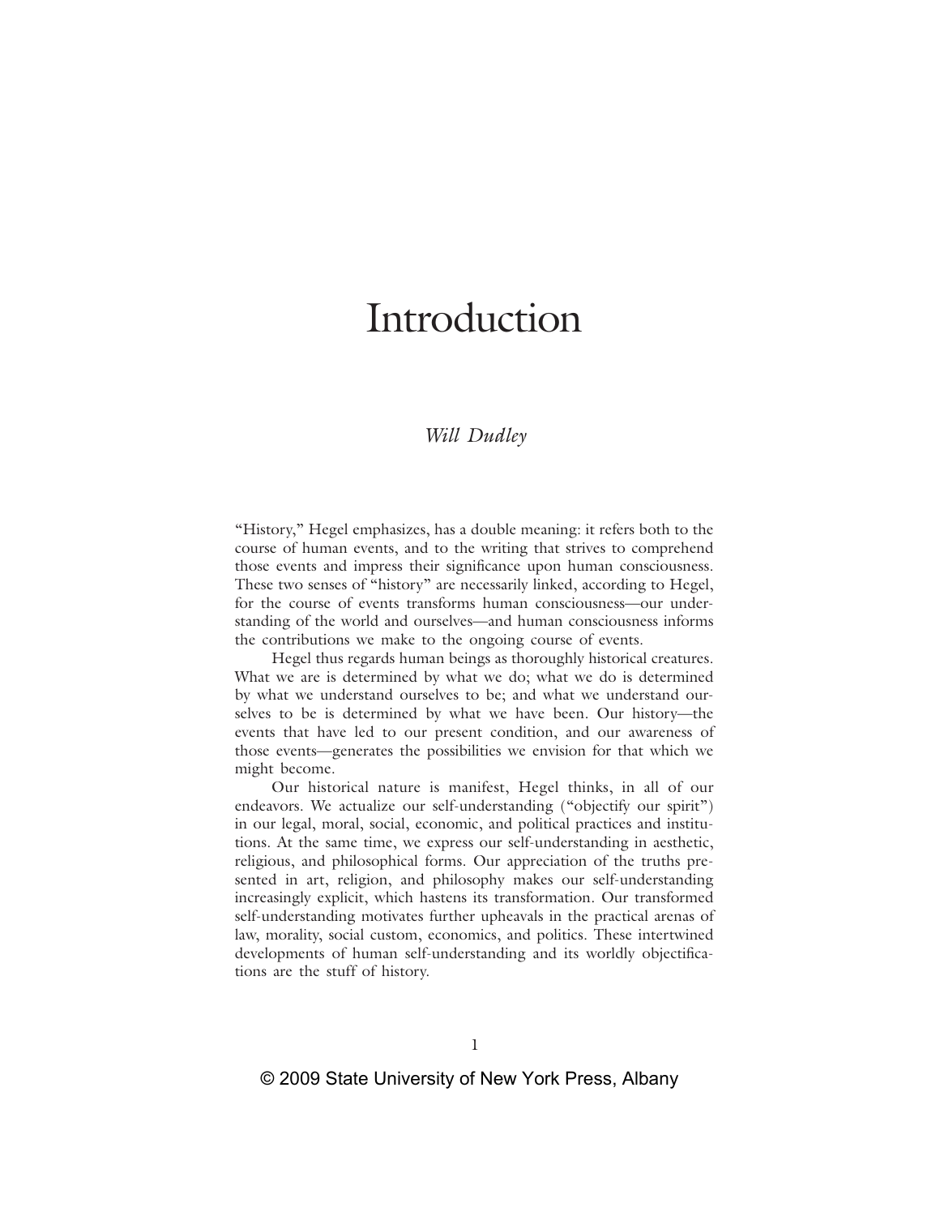# Introduction

*Will Dudley*

"History," Hegel emphasizes, has a double meaning: it refers both to the course of human events, and to the writing that strives to comprehend those events and impress their significance upon human consciousness. These two senses of "history" are necessarily linked, according to Hegel, for the course of events transforms human consciousness—our understanding of the world and ourselves—and human consciousness informs the contributions we make to the ongoing course of events.

Hegel thus regards human beings as thoroughly historical creatures. What we are is determined by what we do; what we do is determined by what we understand ourselves to be; and what we understand ourselves to be is determined by what we have been. Our history—the events that have led to our present condition, and our awareness of those events—generates the possibilities we envision for that which we might become.

Our historical nature is manifest, Hegel thinks, in all of our endeavors. We actualize our self-understanding ("objectify our spirit") in our legal, moral, social, economic, and political practices and institutions. At the same time, we express our self-understanding in aesthetic, religious, and philosophical forms. Our appreciation of the truths presented in art, religion, and philosophy makes our self-understanding increasingly explicit, which hastens its transformation. Our transformed self-understanding motivates further upheavals in the practical arenas of law, morality, social custom, economics, and politics. These intertwined developments of human self-understanding and its worldly objectifications are the stuff of history.

© 2009 State University of New York Press, Albany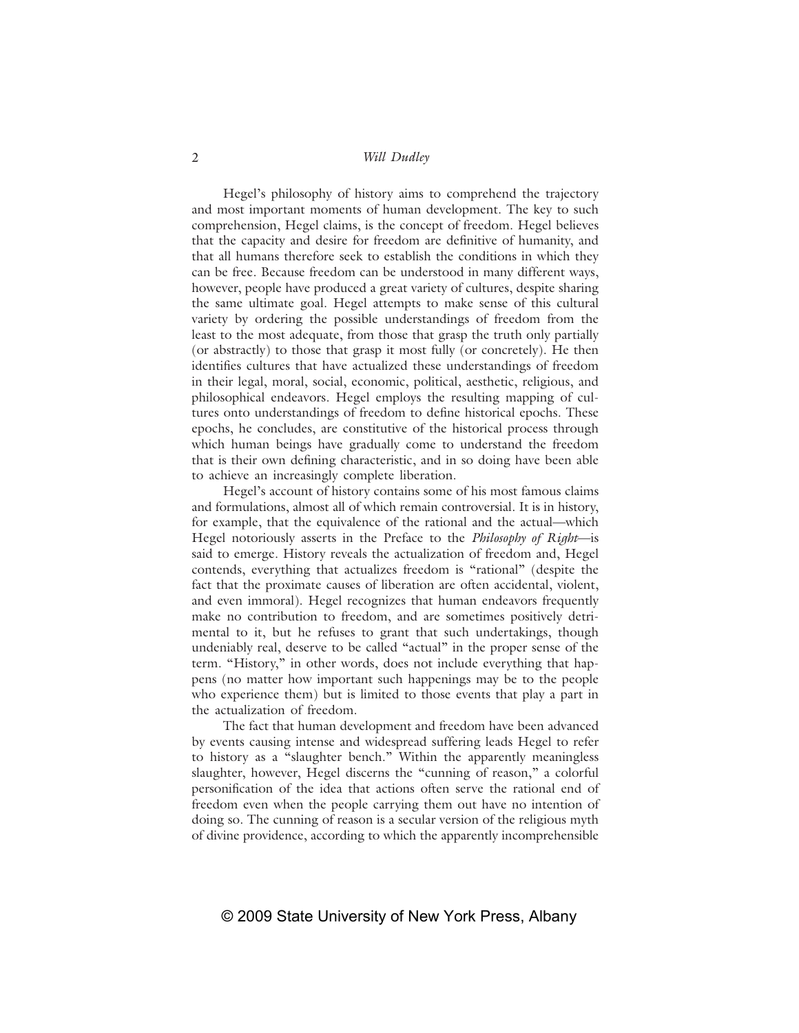Hegel's philosophy of history aims to comprehend the trajectory and most important moments of human development. The key to such comprehension, Hegel claims, is the concept of freedom. Hegel believes that the capacity and desire for freedom are definitive of humanity, and that all humans therefore seek to establish the conditions in which they can be free. Because freedom can be understood in many different ways, however, people have produced a great variety of cultures, despite sharing the same ultimate goal. Hegel attempts to make sense of this cultural variety by ordering the possible understandings of freedom from the least to the most adequate, from those that grasp the truth only partially (or abstractly) to those that grasp it most fully (or concretely). He then identifies cultures that have actualized these understandings of freedom in their legal, moral, social, economic, political, aesthetic, religious, and philosophical endeavors. Hegel employs the resulting mapping of cultures onto understandings of freedom to define historical epochs. These epochs, he concludes, are constitutive of the historical process through which human beings have gradually come to understand the freedom that is their own defining characteristic, and in so doing have been able to achieve an increasingly complete liberation.

Hegel's account of history contains some of his most famous claims and formulations, almost all of which remain controversial. It is in history, for example, that the equivalence of the rational and the actual—which Hegel notoriously asserts in the Preface to the *Philosophy of Right*—is said to emerge. History reveals the actualization of freedom and, Hegel contends, everything that actualizes freedom is "rational" (despite the fact that the proximate causes of liberation are often accidental, violent, and even immoral). Hegel recognizes that human endeavors frequently make no contribution to freedom, and are sometimes positively detrimental to it, but he refuses to grant that such undertakings, though undeniably real, deserve to be called "actual" in the proper sense of the term. "History," in other words, does not include everything that happens (no matter how important such happenings may be to the people who experience them) but is limited to those events that play a part in the actualization of freedom.

The fact that human development and freedom have been advanced by events causing intense and widespread suffering leads Hegel to refer to history as a "slaughter bench." Within the apparently meaningless slaughter, however, Hegel discerns the "cunning of reason," a colorful personification of the idea that actions often serve the rational end of freedom even when the people carrying them out have no intention of doing so. The cunning of reason is a secular version of the religious myth of divine providence, according to which the apparently incomprehensible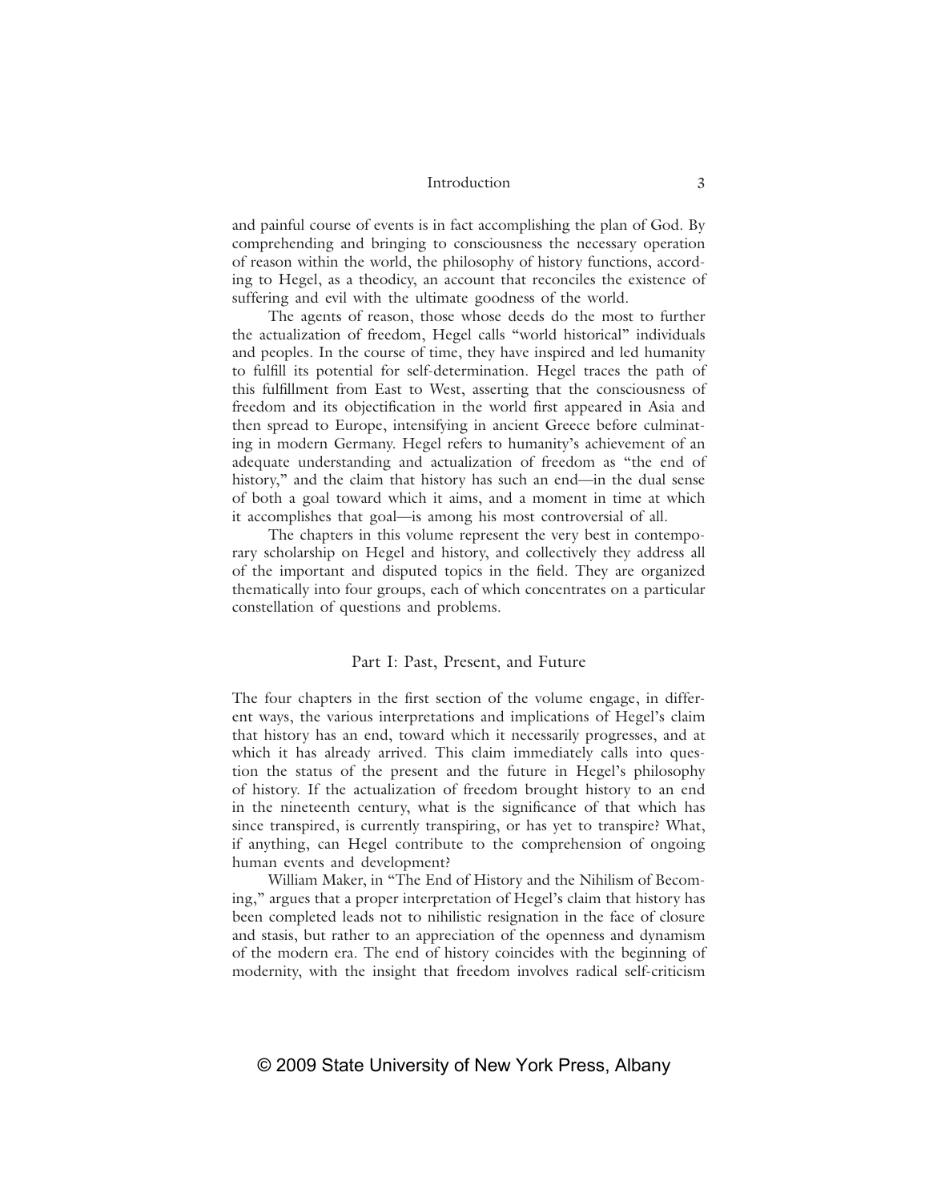and painful course of events is in fact accomplishing the plan of God. By comprehending and bringing to consciousness the necessary operation of reason within the world, the philosophy of history functions, according to Hegel, as a theodicy, an account that reconciles the existence of suffering and evil with the ultimate goodness of the world.

The agents of reason, those whose deeds do the most to further the actualization of freedom, Hegel calls "world historical" individuals and peoples. In the course of time, they have inspired and led humanity to fulfill its potential for self-determination. Hegel traces the path of this fulfillment from East to West, asserting that the consciousness of freedom and its objectification in the world first appeared in Asia and then spread to Europe, intensifying in ancient Greece before culminating in modern Germany. Hegel refers to humanity's achievement of an adequate understanding and actualization of freedom as "the end of history," and the claim that history has such an end—in the dual sense of both a goal toward which it aims, and a moment in time at which it accomplishes that goal—is among his most controversial of all.

The chapters in this volume represent the very best in contemporary scholarship on Hegel and history, and collectively they address all of the important and disputed topics in the field. They are organized thematically into four groups, each of which concentrates on a particular constellation of questions and problems.

## Part I: Past, Present, and Future

The four chapters in the first section of the volume engage, in different ways, the various interpretations and implications of Hegel's claim that history has an end, toward which it necessarily progresses, and at which it has already arrived. This claim immediately calls into question the status of the present and the future in Hegel's philosophy of history. If the actualization of freedom brought history to an end in the nineteenth century, what is the significance of that which has since transpired, is currently transpiring, or has yet to transpire? What, if anything, can Hegel contribute to the comprehension of ongoing human events and development?

William Maker, in "The End of History and the Nihilism of Becoming," argues that a proper interpretation of Hegel's claim that history has been completed leads not to nihilistic resignation in the face of closure and stasis, but rather to an appreciation of the openness and dynamism of the modern era. The end of history coincides with the beginning of modernity, with the insight that freedom involves radical self-criticism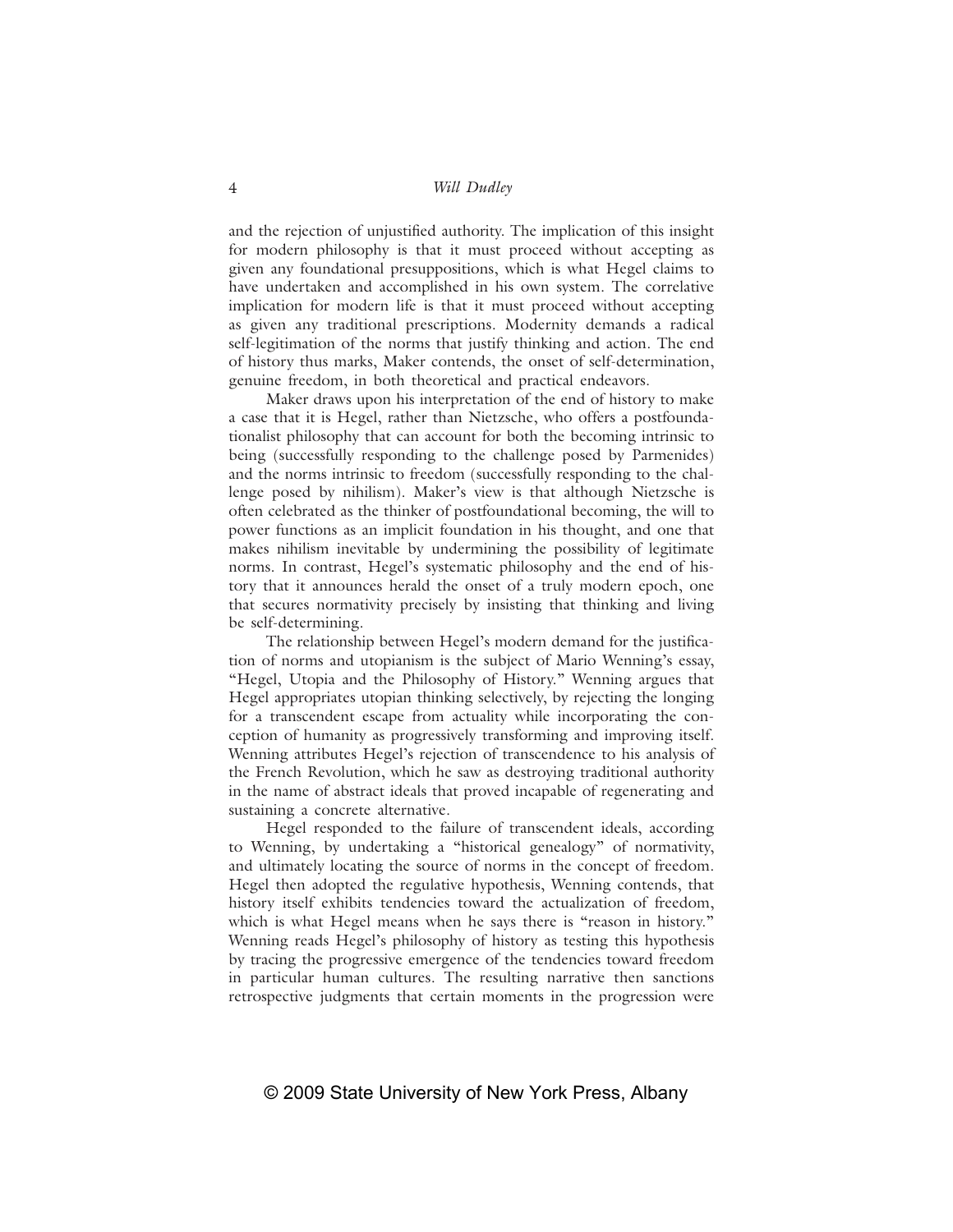and the rejection of unjustified authority. The implication of this insight for modern philosophy is that it must proceed without accepting as given any foundational presuppositions, which is what Hegel claims to have undertaken and accomplished in his own system. The correlative implication for modern life is that it must proceed without accepting as given any traditional prescriptions. Modernity demands a radical self-legitimation of the norms that justify thinking and action. The end of history thus marks, Maker contends, the onset of self-determination, genuine freedom, in both theoretical and practical endeavors.

Maker draws upon his interpretation of the end of history to make a case that it is Hegel, rather than Nietzsche, who offers a postfoundationalist philosophy that can account for both the becoming intrinsic to being (successfully responding to the challenge posed by Parmenides) and the norms intrinsic to freedom (successfully responding to the challenge posed by nihilism). Maker's view is that although Nietzsche is often celebrated as the thinker of postfoundational becoming, the will to power functions as an implicit foundation in his thought, and one that makes nihilism inevitable by undermining the possibility of legitimate norms. In contrast, Hegel's systematic philosophy and the end of history that it announces herald the onset of a truly modern epoch, one that secures normativity precisely by insisting that thinking and living be self-determining.

The relationship between Hegel's modern demand for the justification of norms and utopianism is the subject of Mario Wenning's essay, "Hegel, Utopia and the Philosophy of History." Wenning argues that Hegel appropriates utopian thinking selectively, by rejecting the longing for a transcendent escape from actuality while incorporating the conception of humanity as progressively transforming and improving itself. Wenning attributes Hegel's rejection of transcendence to his analysis of the French Revolution, which he saw as destroying traditional authority in the name of abstract ideals that proved incapable of regenerating and sustaining a concrete alternative.

Hegel responded to the failure of transcendent ideals, according to Wenning, by undertaking a "historical genealogy" of normativity, and ultimately locating the source of norms in the concept of freedom. Hegel then adopted the regulative hypothesis, Wenning contends, that history itself exhibits tendencies toward the actualization of freedom, which is what Hegel means when he says there is "reason in history." Wenning reads Hegel's philosophy of history as testing this hypothesis by tracing the progressive emergence of the tendencies toward freedom in particular human cultures. The resulting narrative then sanctions retrospective judgments that certain moments in the progression were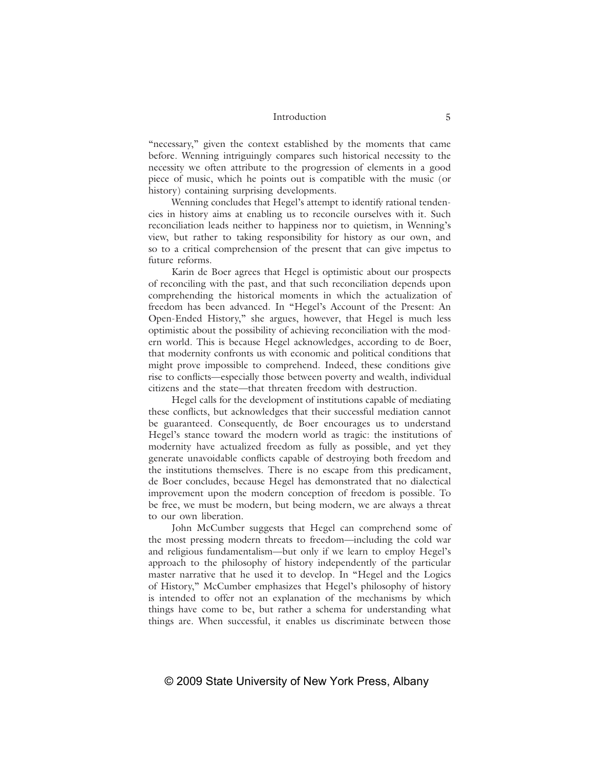"necessary," given the context established by the moments that came before. Wenning intriguingly compares such historical necessity to the necessity we often attribute to the progression of elements in a good piece of music, which he points out is compatible with the music (or history) containing surprising developments.

Wenning concludes that Hegel's attempt to identify rational tendencies in history aims at enabling us to reconcile ourselves with it. Such reconciliation leads neither to happiness nor to quietism, in Wenning's view, but rather to taking responsibility for history as our own, and so to a critical comprehension of the present that can give impetus to future reforms.

Karin de Boer agrees that Hegel is optimistic about our prospects of reconciling with the past, and that such reconciliation depends upon comprehending the historical moments in which the actualization of freedom has been advanced. In "Hegel's Account of the Present: An Open-Ended History," she argues, however, that Hegel is much less optimistic about the possibility of achieving reconciliation with the modern world. This is because Hegel acknowledges, according to de Boer, that modernity confronts us with economic and political conditions that might prove impossible to comprehend. Indeed, these conditions give rise to conflicts—especially those between poverty and wealth, individual citizens and the state—that threaten freedom with destruction.

Hegel calls for the development of institutions capable of mediating these conflicts, but acknowledges that their successful mediation cannot be guaranteed. Consequently, de Boer encourages us to understand Hegel's stance toward the modern world as tragic: the institutions of modernity have actualized freedom as fully as possible, and yet they generate unavoidable conflicts capable of destroying both freedom and the institutions themselves. There is no escape from this predicament, de Boer concludes, because Hegel has demonstrated that no dialectical improvement upon the modern conception of freedom is possible. To be free, we must be modern, but being modern, we are always a threat to our own liberation.

John McCumber suggests that Hegel can comprehend some of the most pressing modern threats to freedom—including the cold war and religious fundamentalism—but only if we learn to employ Hegel's approach to the philosophy of history independently of the particular master narrative that he used it to develop. In "Hegel and the Logics of History," McCumber emphasizes that Hegel's philosophy of history is intended to offer not an explanation of the mechanisms by which things have come to be, but rather a schema for understanding what things are. When successful, it enables us discriminate between those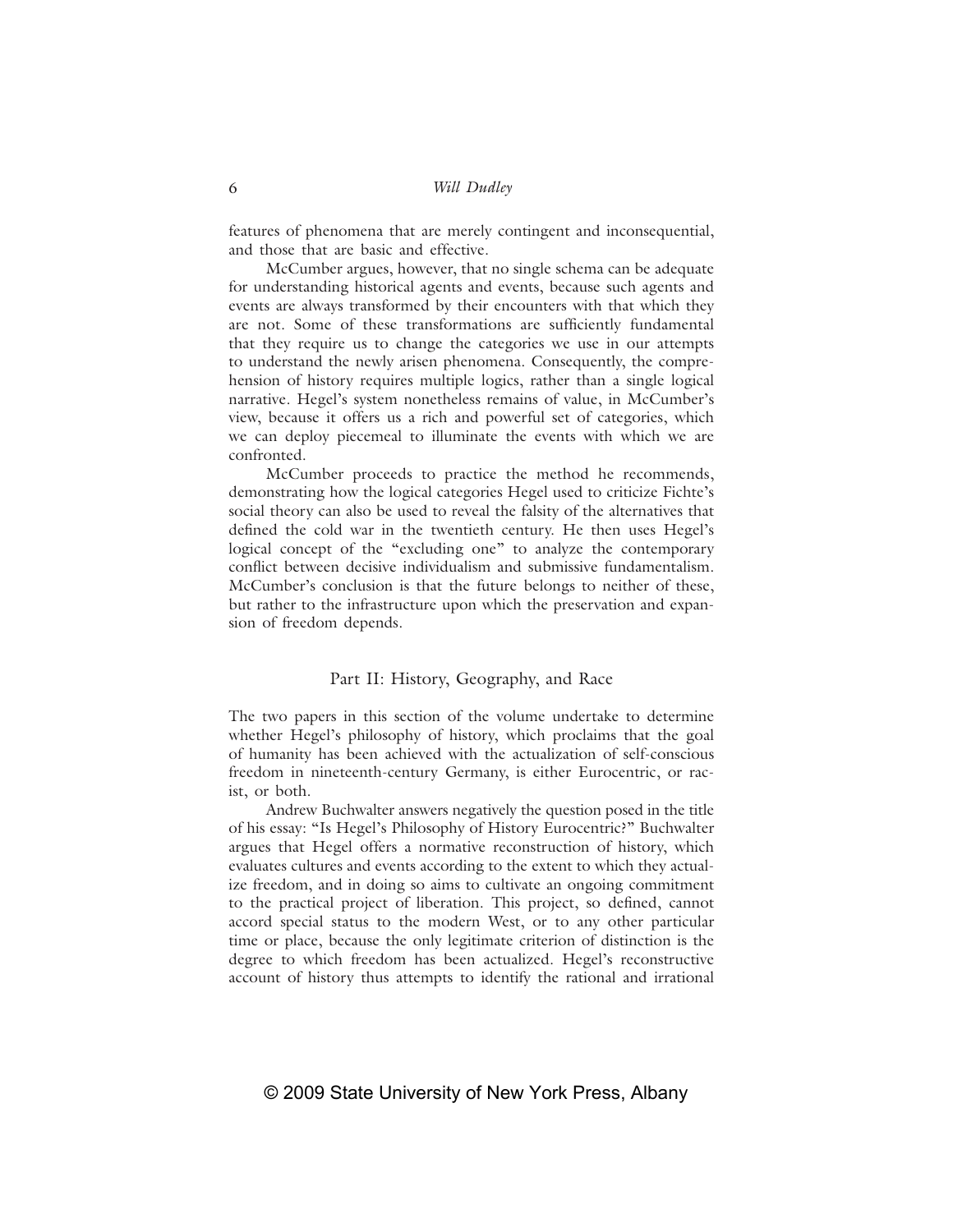features of phenomena that are merely contingent and inconsequential, and those that are basic and effective.

McCumber argues, however, that no single schema can be adequate for understanding historical agents and events, because such agents and events are always transformed by their encounters with that which they are not. Some of these transformations are sufficiently fundamental that they require us to change the categories we use in our attempts to understand the newly arisen phenomena. Consequently, the comprehension of history requires multiple logics, rather than a single logical narrative. Hegel's system nonetheless remains of value, in McCumber's view, because it offers us a rich and powerful set of categories, which we can deploy piecemeal to illuminate the events with which we are confronted.

McCumber proceeds to practice the method he recommends, demonstrating how the logical categories Hegel used to criticize Fichte's social theory can also be used to reveal the falsity of the alternatives that defined the cold war in the twentieth century. He then uses Hegel's logical concept of the "excluding one" to analyze the contemporary conflict between decisive individualism and submissive fundamentalism. McCumber's conclusion is that the future belongs to neither of these, but rather to the infrastructure upon which the preservation and expansion of freedom depends.

## Part II: History, Geography, and Race

The two papers in this section of the volume undertake to determine whether Hegel's philosophy of history, which proclaims that the goal of humanity has been achieved with the actualization of self-conscious freedom in nineteenth-century Germany, is either Eurocentric, or racist, or both.

Andrew Buchwalter answers negatively the question posed in the title of his essay: "Is Hegel's Philosophy of History Eurocentric?" Buchwalter argues that Hegel offers a normative reconstruction of history, which evaluates cultures and events according to the extent to which they actualize freedom, and in doing so aims to cultivate an ongoing commitment to the practical project of liberation. This project, so defined, cannot accord special status to the modern West, or to any other particular time or place, because the only legitimate criterion of distinction is the degree to which freedom has been actualized. Hegel's reconstructive account of history thus attempts to identify the rational and irrational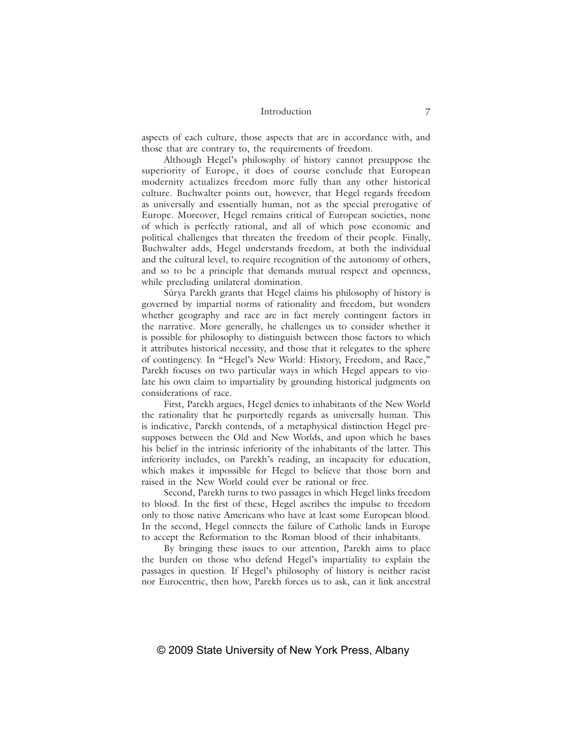aspects of each culture, those aspects that are in accordance with, and those that are contrary to, the requirements of freedom.

Although Hegel's philosophy of history cannot presuppose the superiority of Europe, it does of course conclude that European modernity actualizes freedom more fully than any other historical culture. Buchwalter points out, however, that Hegel regards freedom as universally and essentially human, not as the special prerogative of Europe. Moreover, Hegel remains critical of European societies, none of which is perfectly rational, and all of which pose economic and political challenges that threaten the freedom of their people. Finally, Buchwalter adds, Hegel understands freedom, at both the individual and the cultural level, to require recognition of the autonomy of others, and so to be a principle that demands mutual respect and openness, while precluding unilateral domination.

Sûrya Parekh grants that Hegel claims his philosophy of history is governed by impartial norms of rationality and freedom, but wonders whether geography and race are in fact merely contingent factors in the narrative. More generally, he challenges us to consider whether it is possible for philosophy to distinguish between those factors to which it attributes historical necessity, and those that it relegates to the sphere of contingency. In "Hegel's New World: History, Freedom, and Race," Parekh focuses on two particular ways in which Hegel appears to violate his own claim to impartiality by grounding historical judgments on considerations of race.

First, Parekh argues, Hegel denies to inhabitants of the New World the rationality that he purportedly regards as universally human. This is indicative, Parekh contends, of a metaphysical distinction Hegel presupposes between the Old and New Worlds, and upon which he bases his belief in the intrinsic inferiority of the inhabitants of the latter. This inferiority includes, on Parekh's reading, an incapacity for education, which makes it impossible for Hegel to believe that those born and raised in the New World could ever be rational or free.

Second, Parekh turns to two passages in which Hegel links freedom to blood. In the first of these, Hegel ascribes the impulse to freedom only to those native Americans who have at least some European blood. In the second, Hegel connects the failure of Catholic lands in Europe to accept the Reformation to the Roman blood of their inhabitants.

By bringing these issues to our attention, Parekh aims to place the burden on those who defend Hegel's impartiality to explain the passages in question. If Hegel's philosophy of history is neither racist nor Eurocentric, then how, Parekh forces us to ask, can it link ancestral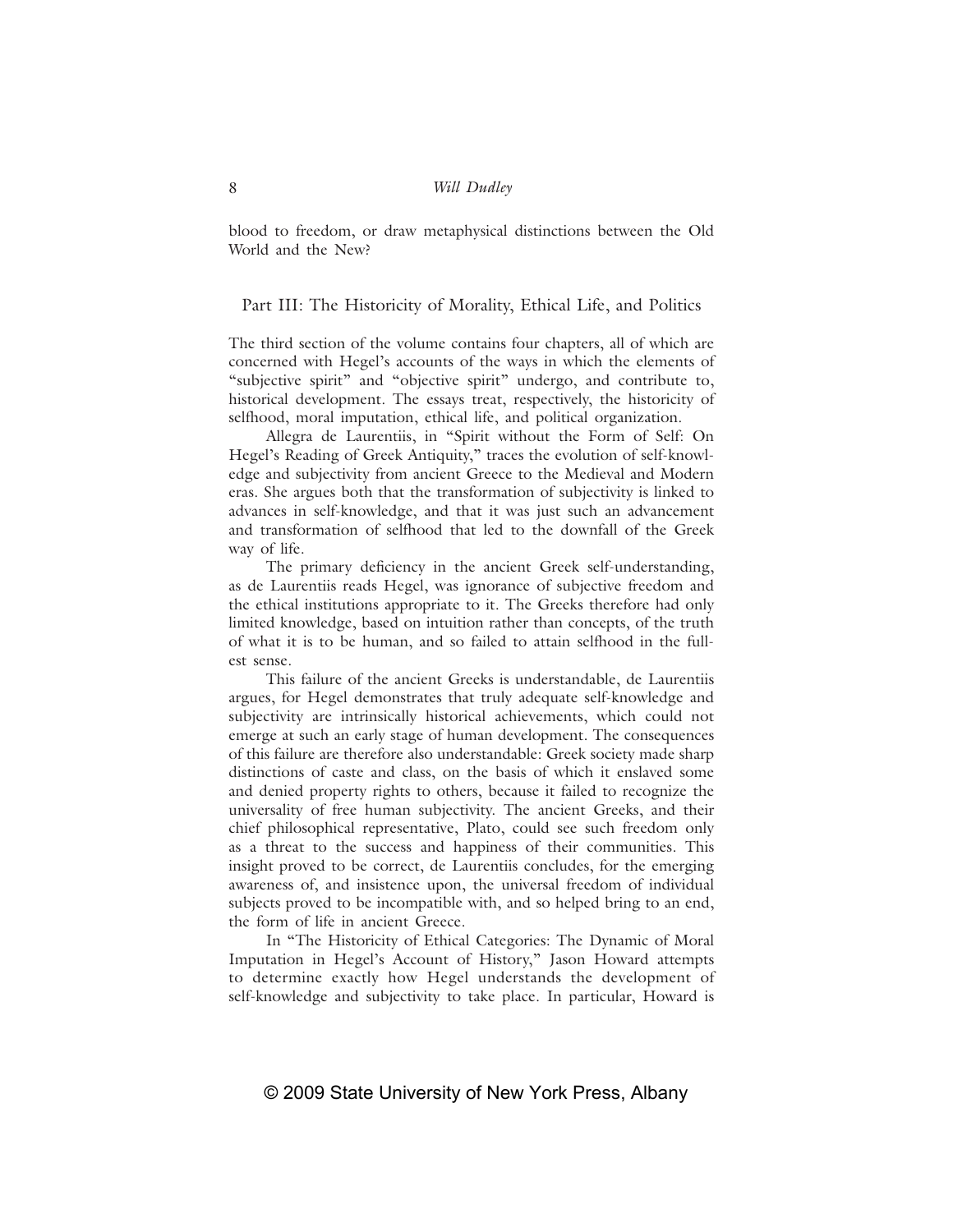blood to freedom, or draw metaphysical distinctions between the Old World and the New?

## Part III: The Historicity of Morality, Ethical Life, and Politics

The third section of the volume contains four chapters, all of which are concerned with Hegel's accounts of the ways in which the elements of "subjective spirit" and "objective spirit" undergo, and contribute to, historical development. The essays treat, respectively, the historicity of selfhood, moral imputation, ethical life, and political organization.

Allegra de Laurentiis, in "Spirit without the Form of Self: On Hegel's Reading of Greek Antiquity," traces the evolution of self-knowledge and subjectivity from ancient Greece to the Medieval and Modern eras. She argues both that the transformation of subjectivity is linked to advances in self-knowledge, and that it was just such an advancement and transformation of selfhood that led to the downfall of the Greek way of life.

The primary deficiency in the ancient Greek self-understanding, as de Laurentiis reads Hegel, was ignorance of subjective freedom and the ethical institutions appropriate to it. The Greeks therefore had only limited knowledge, based on intuition rather than concepts, of the truth of what it is to be human, and so failed to attain selfhood in the fullest sense.

This failure of the ancient Greeks is understandable, de Laurentiis argues, for Hegel demonstrates that truly adequate self-knowledge and subjectivity are intrinsically historical achievements, which could not emerge at such an early stage of human development. The consequences of this failure are therefore also understandable: Greek society made sharp distinctions of caste and class, on the basis of which it enslaved some and denied property rights to others, because it failed to recognize the universality of free human subjectivity. The ancient Greeks, and their chief philosophical representative, Plato, could see such freedom only as a threat to the success and happiness of their communities. This insight proved to be correct, de Laurentiis concludes, for the emerging awareness of, and insistence upon, the universal freedom of individual subjects proved to be incompatible with, and so helped bring to an end, the form of life in ancient Greece.

In "The Historicity of Ethical Categories: The Dynamic of Moral Imputation in Hegel's Account of History," Jason Howard attempts to determine exactly how Hegel understands the development of self-knowledge and subjectivity to take place. In particular, Howard is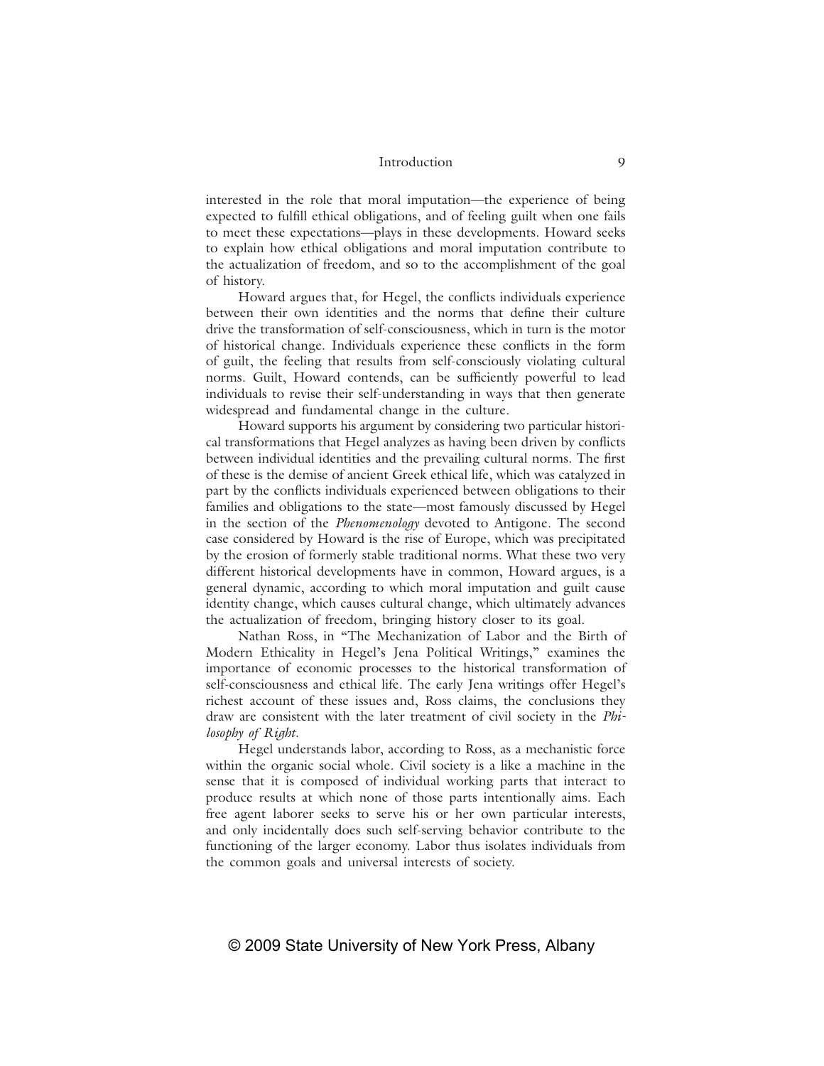interested in the role that moral imputation—the experience of being expected to fulfill ethical obligations, and of feeling guilt when one fails to meet these expectations—plays in these developments. Howard seeks to explain how ethical obligations and moral imputation contribute to the actualization of freedom, and so to the accomplishment of the goal of history.

Howard argues that, for Hegel, the conflicts individuals experience between their own identities and the norms that define their culture drive the transformation of self-consciousness, which in turn is the motor of historical change. Individuals experience these conflicts in the form of guilt, the feeling that results from self-consciously violating cultural norms. Guilt, Howard contends, can be sufficiently powerful to lead individuals to revise their self-understanding in ways that then generate widespread and fundamental change in the culture.

Howard supports his argument by considering two particular historical transformations that Hegel analyzes as having been driven by conflicts between individual identities and the prevailing cultural norms. The first of these is the demise of ancient Greek ethical life, which was catalyzed in part by the conflicts individuals experienced between obligations to their families and obligations to the state—most famously discussed by Hegel in the section of the *Phenomenology* devoted to Antigone. The second case considered by Howard is the rise of Europe, which was precipitated by the erosion of formerly stable traditional norms. What these two very different historical developments have in common, Howard argues, is a general dynamic, according to which moral imputation and guilt cause identity change, which causes cultural change, which ultimately advances the actualization of freedom, bringing history closer to its goal.

Nathan Ross, in "The Mechanization of Labor and the Birth of Modern Ethicality in Hegel's Jena Political Writings," examines the importance of economic processes to the historical transformation of self-consciousness and ethical life. The early Jena writings offer Hegel's richest account of these issues and, Ross claims, the conclusions they draw are consistent with the later treatment of civil society in the *Philosophy of Right*.

Hegel understands labor, according to Ross, as a mechanistic force within the organic social whole. Civil society is a like a machine in the sense that it is composed of individual working parts that interact to produce results at which none of those parts intentionally aims. Each free agent laborer seeks to serve his or her own particular interests, and only incidentally does such self-serving behavior contribute to the functioning of the larger economy. Labor thus isolates individuals from the common goals and universal interests of society.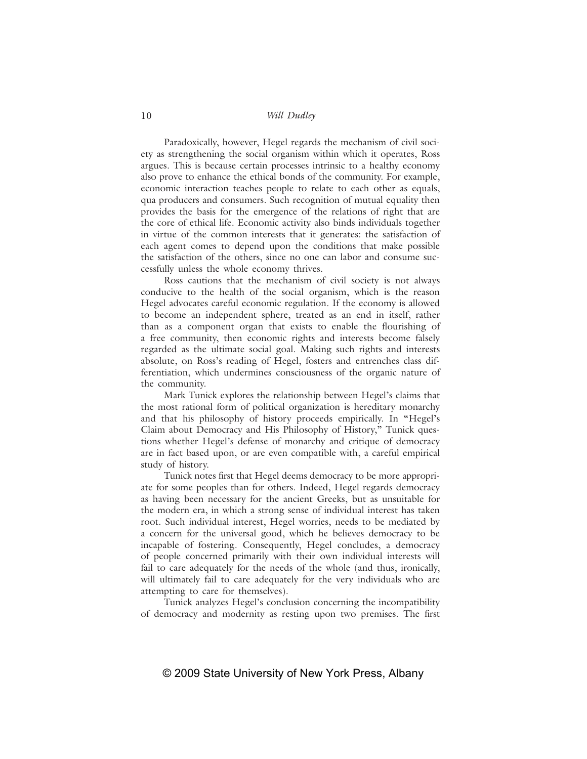Paradoxically, however, Hegel regards the mechanism of civil society as strengthening the social organism within which it operates, Ross argues. This is because certain processes intrinsic to a healthy economy also prove to enhance the ethical bonds of the community. For example, economic interaction teaches people to relate to each other as equals, qua producers and consumers. Such recognition of mutual equality then provides the basis for the emergence of the relations of right that are the core of ethical life. Economic activity also binds individuals together in virtue of the common interests that it generates: the satisfaction of each agent comes to depend upon the conditions that make possible the satisfaction of the others, since no one can labor and consume successfully unless the whole economy thrives.

Ross cautions that the mechanism of civil society is not always conducive to the health of the social organism, which is the reason Hegel advocates careful economic regulation. If the economy is allowed to become an independent sphere, treated as an end in itself, rather than as a component organ that exists to enable the flourishing of a free community, then economic rights and interests become falsely regarded as the ultimate social goal. Making such rights and interests absolute, on Ross's reading of Hegel, fosters and entrenches class differentiation, which undermines consciousness of the organic nature of the community.

Mark Tunick explores the relationship between Hegel's claims that the most rational form of political organization is hereditary monarchy and that his philosophy of history proceeds empirically. In "Hegel's Claim about Democracy and His Philosophy of History," Tunick questions whether Hegel's defense of monarchy and critique of democracy are in fact based upon, or are even compatible with, a careful empirical study of history.

Tunick notes first that Hegel deems democracy to be more appropriate for some peoples than for others. Indeed, Hegel regards democracy as having been necessary for the ancient Greeks, but as unsuitable for the modern era, in which a strong sense of individual interest has taken root. Such individual interest, Hegel worries, needs to be mediated by a concern for the universal good, which he believes democracy to be incapable of fostering. Consequently, Hegel concludes, a democracy of people concerned primarily with their own individual interests will fail to care adequately for the needs of the whole (and thus, ironically, will ultimately fail to care adequately for the very individuals who are attempting to care for themselves).

Tunick analyzes Hegel's conclusion concerning the incompatibility of democracy and modernity as resting upon two premises. The first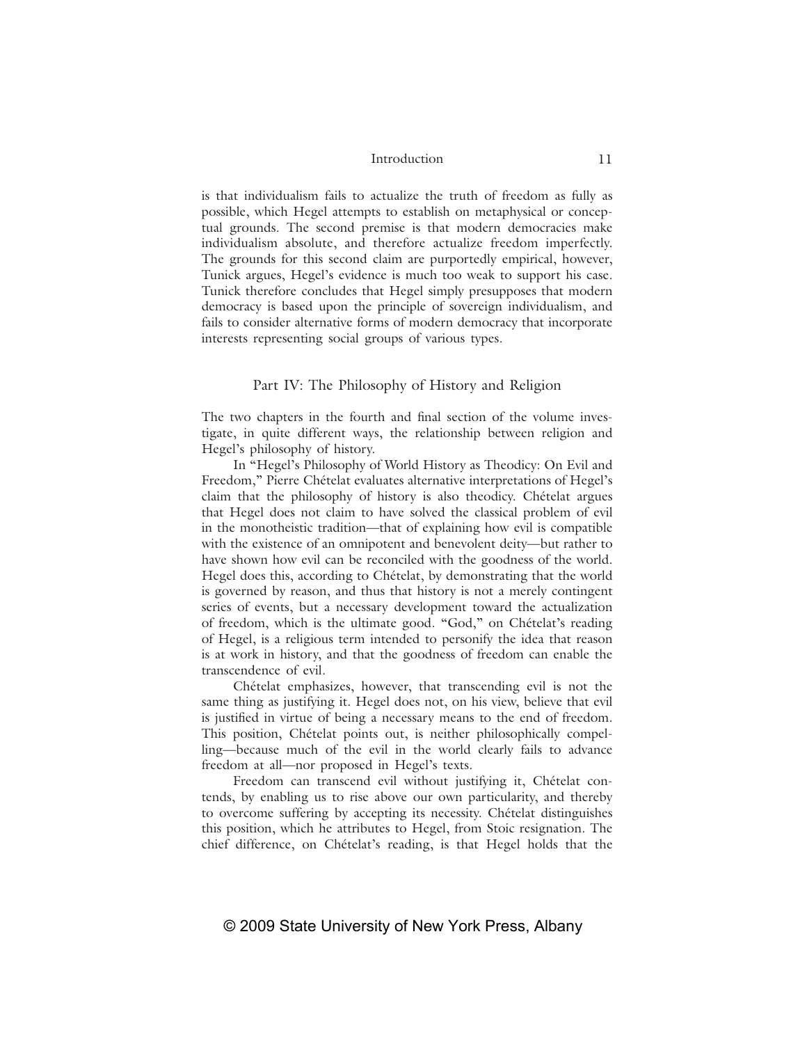is that individualism fails to actualize the truth of freedom as fully as possible, which Hegel attempts to establish on metaphysical or conceptual grounds. The second premise is that modern democracies make individualism absolute, and therefore actualize freedom imperfectly. The grounds for this second claim are purportedly empirical, however, Tunick argues, Hegel's evidence is much too weak to support his case. Tunick therefore concludes that Hegel simply presupposes that modern democracy is based upon the principle of sovereign individualism, and fails to consider alternative forms of modern democracy that incorporate interests representing social groups of various types.

## Part IV: The Philosophy of History and Religion

The two chapters in the fourth and final section of the volume investigate, in quite different ways, the relationship between religion and Hegel's philosophy of history.

In "Hegel's Philosophy of World History as Theodicy: On Evil and Freedom," Pierre Chételat evaluates alternative interpretations of Hegel's claim that the philosophy of history is also theodicy. Chételat argues that Hegel does not claim to have solved the classical problem of evil in the monotheistic tradition—that of explaining how evil is compatible with the existence of an omnipotent and benevolent deity—but rather to have shown how evil can be reconciled with the goodness of the world. Hegel does this, according to Chételat, by demonstrating that the world is governed by reason, and thus that history is not a merely contingent series of events, but a necessary development toward the actualization of freedom, which is the ultimate good. "God," on Chételat's reading of Hegel, is a religious term intended to personify the idea that reason is at work in history, and that the goodness of freedom can enable the transcendence of evil.

Chételat emphasizes, however, that transcending evil is not the same thing as justifying it. Hegel does not, on his view, believe that evil is justified in virtue of being a necessary means to the end of freedom. This position, Chételat points out, is neither philosophically compelling—because much of the evil in the world clearly fails to advance freedom at all—nor proposed in Hegel's texts.

Freedom can transcend evil without justifying it, Chételat contends, by enabling us to rise above our own particularity, and thereby to overcome suffering by accepting its necessity. Chételat distinguishes this position, which he attributes to Hegel, from Stoic resignation. The chief difference, on Chételat's reading, is that Hegel holds that the

© 2009 State University of New York Press, Albany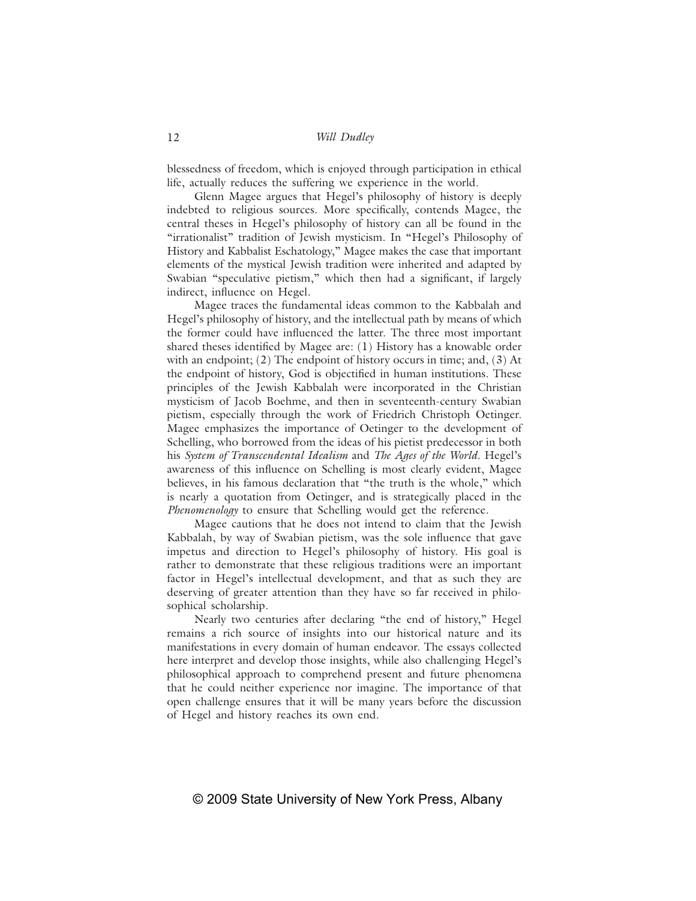blessedness of freedom, which is enjoyed through participation in ethical life, actually reduces the suffering we experience in the world.

Glenn Magee argues that Hegel's philosophy of history is deeply indebted to religious sources. More specifically, contends Magee, the central theses in Hegel's philosophy of history can all be found in the "irrationalist" tradition of Jewish mysticism. In "Hegel's Philosophy of History and Kabbalist Eschatology," Magee makes the case that important elements of the mystical Jewish tradition were inherited and adapted by Swabian "speculative pietism," which then had a significant, if largely indirect, influence on Hegel.

Magee traces the fundamental ideas common to the Kabbalah and Hegel's philosophy of history, and the intellectual path by means of which the former could have influenced the latter. The three most important shared theses identified by Magee are: (1) History has a knowable order with an endpoint; (2) The endpoint of history occurs in time; and, (3) At the endpoint of history, God is objectified in human institutions. These principles of the Jewish Kabbalah were incorporated in the Christian mysticism of Jacob Boehme, and then in seventeenth-century Swabian pietism, especially through the work of Friedrich Christoph Oetinger. Magee emphasizes the importance of Oetinger to the development of Schelling, who borrowed from the ideas of his pietist predecessor in both his *System of Transcendental Idealism* and *The Ages of the World*. Hegel's awareness of this influence on Schelling is most clearly evident, Magee believes, in his famous declaration that "the truth is the whole," which is nearly a quotation from Oetinger, and is strategically placed in the *Phenomenology* to ensure that Schelling would get the reference.

Magee cautions that he does not intend to claim that the Jewish Kabbalah, by way of Swabian pietism, was the sole influence that gave impetus and direction to Hegel's philosophy of history. His goal is rather to demonstrate that these religious traditions were an important factor in Hegel's intellectual development, and that as such they are deserving of greater attention than they have so far received in philosophical scholarship.

Nearly two centuries after declaring "the end of history," Hegel remains a rich source of insights into our historical nature and its manifestations in every domain of human endeavor. The essays collected here interpret and develop those insights, while also challenging Hegel's philosophical approach to comprehend present and future phenomena that he could neither experience nor imagine. The importance of that open challenge ensures that it will be many years before the discussion of Hegel and history reaches its own end.

© 2009 State University of New York Press, Albany